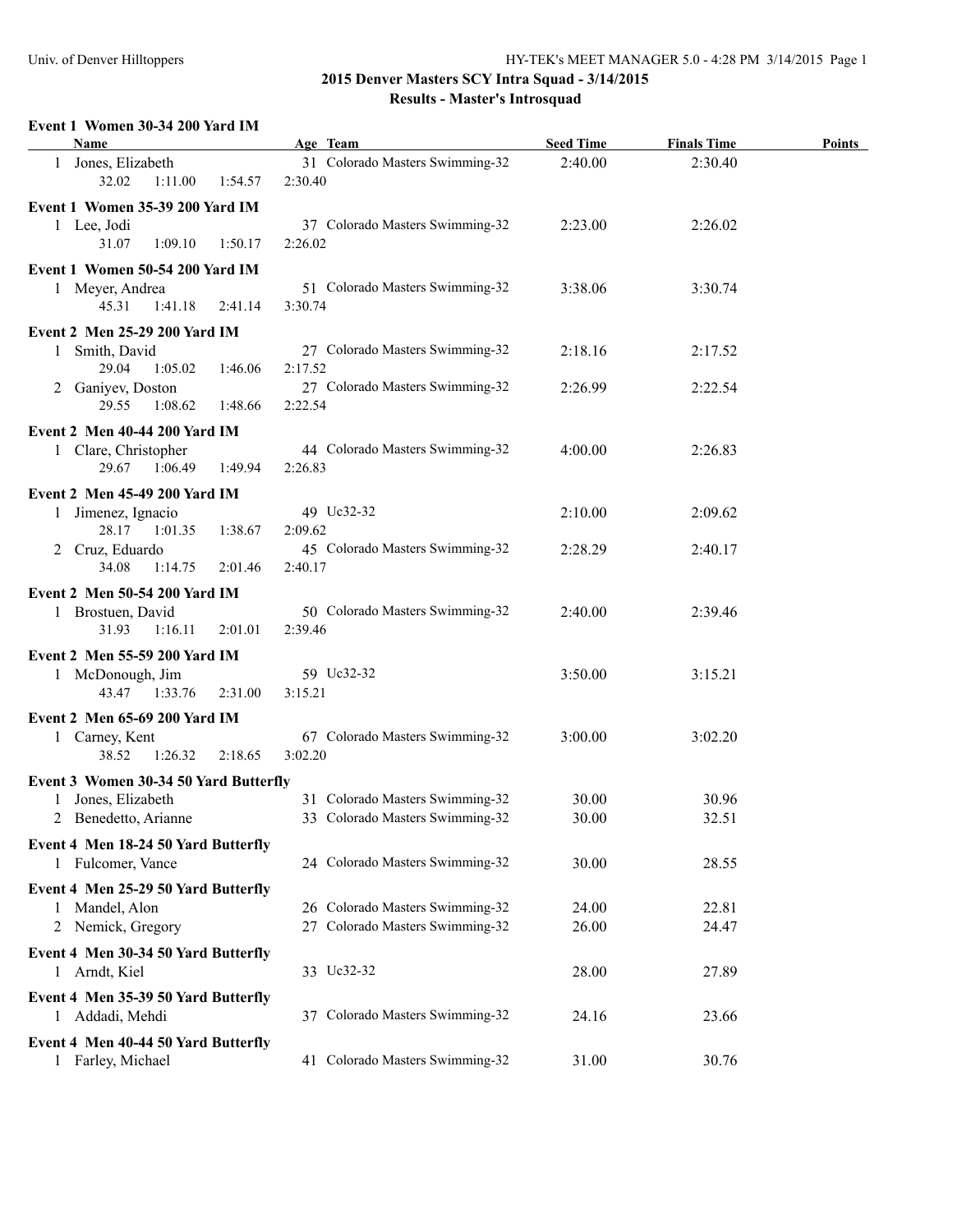## 2015 Denver Masters SCY Intra Squad - 3/14/2015

### Results - Master's Introsquad

**Event 1 Women 30-34 200 Yard IM**

| | Name | Age | Team | Seed Time | Finals Time | Points |
|---|---|---|---|---|---|---|
| 1 | Jones, Elizabeth | 31 | Colorado Masters Swimming-32 | 2:40.00 | 2:30.40 | |
| | 32.02 1:11.00 1:54.57 2:30.40 | | | | | |

**Event 1 Women 35-39 200 Yard IM**

| | Name | Age | Team | Seed Time | Finals Time | Points |
|---|---|---|---|---|---|---|
| 1 | Lee, Jodi | 37 | Colorado Masters Swimming-32 | 2:23.00 | 2:26.02 | |
| | 31.07 1:09.10 1:50.17 2:26.02 | | | | | |

**Event 1 Women 50-54 200 Yard IM**

| | Name | Age | Team | Seed Time | Finals Time | Points |
|---|---|---|---|---|---|---|
| 1 | Meyer, Andrea | 51 | Colorado Masters Swimming-32 | 3:38.06 | 3:30.74 | |
| | 45.31 1:41.18 2:41.14 3:30.74 | | | | | |

**Event 2 Men 25-29 200 Yard IM**

| | Name | Age | Team | Seed Time | Finals Time | Points |
|---|---|---|---|---|---|---|
| 1 | Smith, David | 27 | Colorado Masters Swimming-32 | 2:18.16 | 2:17.52 | |
| | 29.04 1:05.02 1:46.06 2:17.52 | | | | | |
| 2 | Ganiyev, Doston | 27 | Colorado Masters Swimming-32 | 2:26.99 | 2:22.54 | |
| | 29.55 1:08.62 1:48.66 2:22.54 | | | | | |

**Event 2 Men 40-44 200 Yard IM**

| | Name | Age | Team | Seed Time | Finals Time | Points |
|---|---|---|---|---|---|---|
| 1 | Clare, Christopher | 44 | Colorado Masters Swimming-32 | 4:00.00 | 2:26.83 | |
| | 29.67 1:06.49 1:49.94 2:26.83 | | | | | |

**Event 2 Men 45-49 200 Yard IM**

| | Name | Age | Team | Seed Time | Finals Time | Points |
|---|---|---|---|---|---|---|
| 1 | Jimenez, Ignacio | 49 | Uc32-32 | 2:10.00 | 2:09.62 | |
| | 28.17 1:01.35 1:38.67 2:09.62 | | | | | |
| 2 | Cruz, Eduardo | 45 | Colorado Masters Swimming-32 | 2:28.29 | 2:40.17 | |
| | 34.08 1:14.75 2:01.46 2:40.17 | | | | | |

**Event 2 Men 50-54 200 Yard IM**

| | Name | Age | Team | Seed Time | Finals Time | Points |
|---|---|---|---|---|---|---|
| 1 | Brostuen, David | 50 | Colorado Masters Swimming-32 | 2:40.00 | 2:39.46 | |
| | 31.93 1:16.11 2:01.01 2:39.46 | | | | | |

**Event 2 Men 55-59 200 Yard IM**

| | Name | Age | Team | Seed Time | Finals Time | Points |
|---|---|---|---|---|---|---|
| 1 | McDonough, Jim | 59 | Uc32-32 | 3:50.00 | 3:15.21 | |
| | 43.47 1:33.76 2:31.00 3:15.21 | | | | | |

**Event 2 Men 65-69 200 Yard IM**

| | Name | Age | Team | Seed Time | Finals Time | Points |
|---|---|---|---|---|---|---|
| 1 | Carney, Kent | 67 | Colorado Masters Swimming-32 | 3:00.00 | 3:02.20 | |
| | 38.52 1:26.32 2:18.65 3:02.20 | | | | | |

**Event 3 Women 30-34 50 Yard Butterfly**

| | Name | Age | Team | Seed Time | Finals Time | Points |
|---|---|---|---|---|---|---|
| 1 | Jones, Elizabeth | 31 | Colorado Masters Swimming-32 | 30.00 | 30.96 | |
| 2 | Benedetto, Arianne | 33 | Colorado Masters Swimming-32 | 30.00 | 32.51 | |

**Event 4 Men 18-24 50 Yard Butterfly**

| | Name | Age | Team | Seed Time | Finals Time | Points |
|---|---|---|---|---|---|---|
| 1 | Fulcomer, Vance | 24 | Colorado Masters Swimming-32 | 30.00 | 28.55 | |

**Event 4 Men 25-29 50 Yard Butterfly**

| | Name | Age | Team | Seed Time | Finals Time | Points |
|---|---|---|---|---|---|---|
| 1 | Mandel, Alon | 26 | Colorado Masters Swimming-32 | 24.00 | 22.81 | |
| 2 | Nemick, Gregory | 27 | Colorado Masters Swimming-32 | 26.00 | 24.47 | |

**Event 4 Men 30-34 50 Yard Butterfly**

| | Name | Age | Team | Seed Time | Finals Time | Points |
|---|---|---|---|---|---|---|
| 1 | Arndt, Kiel | 33 | Uc32-32 | 28.00 | 27.89 | |

**Event 4 Men 35-39 50 Yard Butterfly**

| | Name | Age | Team | Seed Time | Finals Time | Points |
|---|---|---|---|---|---|---|
| 1 | Addadi, Mehdi | 37 | Colorado Masters Swimming-32 | 24.16 | 23.66 | |

**Event 4 Men 40-44 50 Yard Butterfly**

| | Name | Age | Team | Seed Time | Finals Time | Points |
|---|---|---|---|---|---|---|
| 1 | Farley, Michael | 41 | Colorado Masters Swimming-32 | 31.00 | 30.76 | |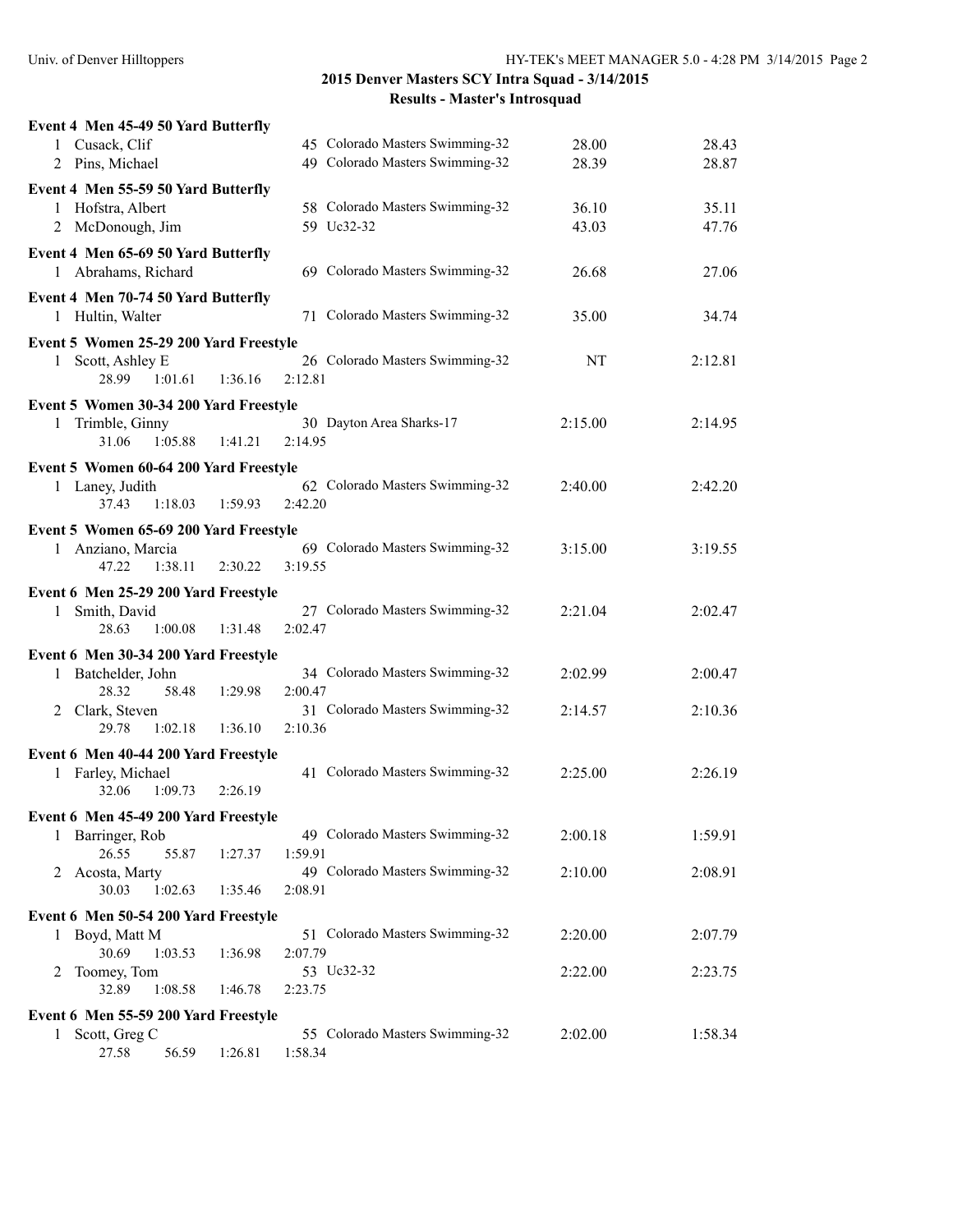## 2015 Denver Masters SCY Intra Squad - 3/14/2015

### Results - Master's Introsquad

**Event 4 Men 45-49 50 Yard Butterfly**

| Place | Name | Age | Team | Seed Time | Finals Time |
|---|---|---|---|---|---|
| 1 | Cusack, Clif | 45 | Colorado Masters Swimming-32 | 28.00 | 28.43 |
| 2 | Pins, Michael | 49 | Colorado Masters Swimming-32 | 28.39 | 28.87 |

**Event 4 Men 55-59 50 Yard Butterfly**

| Place | Name | Age | Team | Seed Time | Finals Time |
|---|---|---|---|---|---|
| 1 | Hofstra, Albert | 58 | Colorado Masters Swimming-32 | 36.10 | 35.11 |
| 2 | McDonough, Jim | 59 | Uc32-32 | 43.03 | 47.76 |

**Event 4 Men 65-69 50 Yard Butterfly**

| Place | Name | Age | Team | Seed Time | Finals Time |
|---|---|---|---|---|---|
| 1 | Abrahams, Richard | 69 | Colorado Masters Swimming-32 | 26.68 | 27.06 |

**Event 4 Men 70-74 50 Yard Butterfly**

| Place | Name | Age | Team | Seed Time | Finals Time |
|---|---|---|---|---|---|
| 1 | Hultin, Walter | 71 | Colorado Masters Swimming-32 | 35.00 | 34.74 |

**Event 5 Women 25-29 200 Yard Freestyle**

| Place | Name | Age | Team | Seed Time | Finals Time |
|---|---|---|---|---|---|
| 1 | Scott, Ashley E | 26 | Colorado Masters Swimming-32 | NT | 2:12.81 |
| | 28.99 1:01.61 1:36.16 2:12.81 | | | | |

**Event 5 Women 30-34 200 Yard Freestyle**

| Place | Name | Age | Team | Seed Time | Finals Time |
|---|---|---|---|---|---|
| 1 | Trimble, Ginny | 30 | Dayton Area Sharks-17 | 2:15.00 | 2:14.95 |
| | 31.06 1:05.88 1:41.21 2:14.95 | | | | |

**Event 5 Women 60-64 200 Yard Freestyle**

| Place | Name | Age | Team | Seed Time | Finals Time |
|---|---|---|---|---|---|
| 1 | Laney, Judith | 62 | Colorado Masters Swimming-32 | 2:40.00 | 2:42.20 |
| | 37.43 1:18.03 1:59.93 2:42.20 | | | | |

**Event 5 Women 65-69 200 Yard Freestyle**

| Place | Name | Age | Team | Seed Time | Finals Time |
|---|---|---|---|---|---|
| 1 | Anziano, Marcia | 69 | Colorado Masters Swimming-32 | 3:15.00 | 3:19.55 |
| | 47.22 1:38.11 2:30.22 3:19.55 | | | | |

**Event 6 Men 25-29 200 Yard Freestyle**

| Place | Name | Age | Team | Seed Time | Finals Time |
|---|---|---|---|---|---|
| 1 | Smith, David | 27 | Colorado Masters Swimming-32 | 2:21.04 | 2:02.47 |
| | 28.63 1:00.08 1:31.48 2:02.47 | | | | |

**Event 6 Men 30-34 200 Yard Freestyle**

| Place | Name | Age | Team | Seed Time | Finals Time |
|---|---|---|---|---|---|
| 1 | Batchelder, John | 34 | Colorado Masters Swimming-32 | 2:02.99 | 2:00.47 |
| | 28.32 58.48 1:29.98 2:00.47 | | | | |
| 2 | Clark, Steven | 31 | Colorado Masters Swimming-32 | 2:14.57 | 2:10.36 |
| | 29.78 1:02.18 1:36.10 2:10.36 | | | | |

**Event 6 Men 40-44 200 Yard Freestyle**

| Place | Name | Age | Team | Seed Time | Finals Time |
|---|---|---|---|---|---|
| 1 | Farley, Michael | 41 | Colorado Masters Swimming-32 | 2:25.00 | 2:26.19 |
| | 32.06 1:09.73 2:26.19 | | | | |

**Event 6 Men 45-49 200 Yard Freestyle**

| Place | Name | Age | Team | Seed Time | Finals Time |
|---|---|---|---|---|---|
| 1 | Barringer, Rob | 49 | Colorado Masters Swimming-32 | 2:00.18 | 1:59.91 |
| | 26.55 55.87 1:27.37 1:59.91 | | | | |
| 2 | Acosta, Marty | 49 | Colorado Masters Swimming-32 | 2:10.00 | 2:08.91 |
| | 30.03 1:02.63 1:35.46 2:08.91 | | | | |

**Event 6 Men 50-54 200 Yard Freestyle**

| Place | Name | Age | Team | Seed Time | Finals Time |
|---|---|---|---|---|---|
| 1 | Boyd, Matt M | 51 | Colorado Masters Swimming-32 | 2:20.00 | 2:07.79 |
| | 30.69 1:03.53 1:36.98 2:07.79 | | | | |
| 2 | Toomey, Tom | 53 | Uc32-32 | 2:22.00 | 2:23.75 |
| | 32.89 1:08.58 1:46.78 2:23.75 | | | | |

**Event 6 Men 55-59 200 Yard Freestyle**

| Place | Name | Age | Team | Seed Time | Finals Time |
|---|---|---|---|---|---|
| 1 | Scott, Greg C | 55 | Colorado Masters Swimming-32 | 2:02.00 | 1:58.34 |
| | 27.58 56.59 1:26.81 1:58.34 | | | | |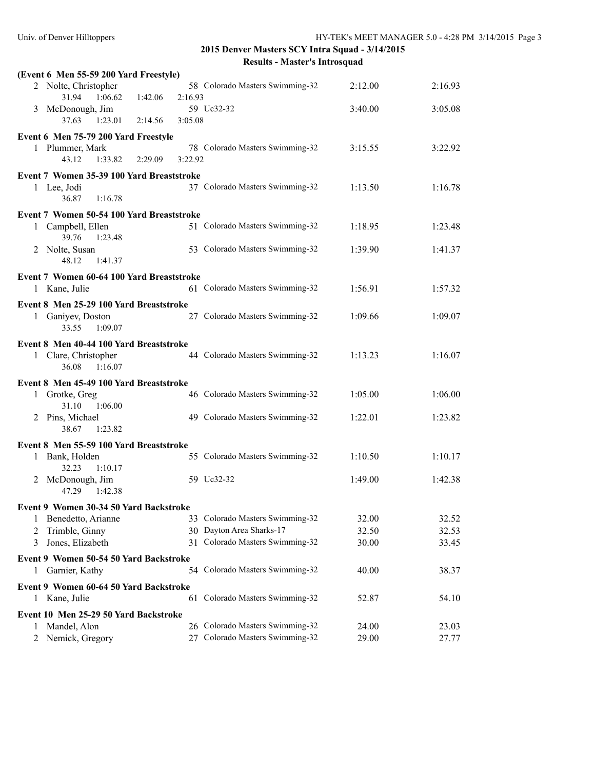## 2015 Denver Masters SCY Intra Squad - 3/14/2015

### Results - Master's Introsquad

**(Event 6 Men 55-59 200 Yard Freestyle)**

| | Name | Age | Team | Seed Time | Finals Time |
|---|---|---|---|---|---|
| 2 | Nolte, Christopher | 58 | Colorado Masters Swimming-32 | 2:12.00 | 2:16.93 |
| | 31.94 1:06.62 1:42.06 2:16.93 | | | | |
| 3 | McDonough, Jim | 59 | Uc32-32 | 3:40.00 | 3:05.08 |
| | 37.63 1:23.01 2:14.56 3:05.08 | | | | |

**Event 6 Men 75-79 200 Yard Freestyle**

| | Name | Age | Team | Seed Time | Finals Time |
|---|---|---|---|---|---|
| 1 | Plummer, Mark | 78 | Colorado Masters Swimming-32 | 3:15.55 | 3:22.92 |
| | 43.12 1:33.82 2:29.09 3:22.92 | | | | |

**Event 7 Women 35-39 100 Yard Breaststroke**

| | Name | Age | Team | Seed Time | Finals Time |
|---|---|---|---|---|---|
| 1 | Lee, Jodi | 37 | Colorado Masters Swimming-32 | 1:13.50 | 1:16.78 |
| | 36.87 1:16.78 | | | | |

**Event 7 Women 50-54 100 Yard Breaststroke**

| | Name | Age | Team | Seed Time | Finals Time |
|---|---|---|---|---|---|
| 1 | Campbell, Ellen | 51 | Colorado Masters Swimming-32 | 1:18.95 | 1:23.48 |
| | 39.76 1:23.48 | | | | |
| 2 | Nolte, Susan | 53 | Colorado Masters Swimming-32 | 1:39.90 | 1:41.37 |
| | 48.12 1:41.37 | | | | |

**Event 7 Women 60-64 100 Yard Breaststroke**

| | Name | Age | Team | Seed Time | Finals Time |
|---|---|---|---|---|---|
| 1 | Kane, Julie | 61 | Colorado Masters Swimming-32 | 1:56.91 | 1:57.32 |

**Event 8 Men 25-29 100 Yard Breaststroke**

| | Name | Age | Team | Seed Time | Finals Time |
|---|---|---|---|---|---|
| 1 | Ganiyev, Doston | 27 | Colorado Masters Swimming-32 | 1:09.66 | 1:09.07 |
| | 33.55 1:09.07 | | | | |

**Event 8 Men 40-44 100 Yard Breaststroke**

| | Name | Age | Team | Seed Time | Finals Time |
|---|---|---|---|---|---|
| 1 | Clare, Christopher | 44 | Colorado Masters Swimming-32 | 1:13.23 | 1:16.07 |
| | 36.08 1:16.07 | | | | |

**Event 8 Men 45-49 100 Yard Breaststroke**

| | Name | Age | Team | Seed Time | Finals Time |
|---|---|---|---|---|---|
| 1 | Grotke, Greg | 46 | Colorado Masters Swimming-32 | 1:05.00 | 1:06.00 |
| | 31.10 1:06.00 | | | | |
| 2 | Pins, Michael | 49 | Colorado Masters Swimming-32 | 1:22.01 | 1:23.82 |
| | 38.67 1:23.82 | | | | |

**Event 8 Men 55-59 100 Yard Breaststroke**

| | Name | Age | Team | Seed Time | Finals Time |
|---|---|---|---|---|---|
| 1 | Bank, Holden | 55 | Colorado Masters Swimming-32 | 1:10.50 | 1:10.17 |
| | 32.23 1:10.17 | | | | |
| 2 | McDonough, Jim | 59 | Uc32-32 | 1:49.00 | 1:42.38 |
| | 47.29 1:42.38 | | | | |

**Event 9 Women 30-34 50 Yard Backstroke**

| | Name | Age | Team | Seed Time | Finals Time |
|---|---|---|---|---|---|
| 1 | Benedetto, Arianne | 33 | Colorado Masters Swimming-32 | 32.00 | 32.52 |
| 2 | Trimble, Ginny | 30 | Dayton Area Sharks-17 | 32.50 | 32.53 |
| 3 | Jones, Elizabeth | 31 | Colorado Masters Swimming-32 | 30.00 | 33.45 |

**Event 9 Women 50-54 50 Yard Backstroke**

| | Name | Age | Team | Seed Time | Finals Time |
|---|---|---|---|---|---|
| 1 | Garnier, Kathy | 54 | Colorado Masters Swimming-32 | 40.00 | 38.37 |

**Event 9 Women 60-64 50 Yard Backstroke**

| | Name | Age | Team | Seed Time | Finals Time |
|---|---|---|---|---|---|
| 1 | Kane, Julie | 61 | Colorado Masters Swimming-32 | 52.87 | 54.10 |

**Event 10 Men 25-29 50 Yard Backstroke**

| | Name | Age | Team | Seed Time | Finals Time |
|---|---|---|---|---|---|
| 1 | Mandel, Alon | 26 | Colorado Masters Swimming-32 | 24.00 | 23.03 |
| 2 | Nemick, Gregory | 27 | Colorado Masters Swimming-32 | 29.00 | 27.77 |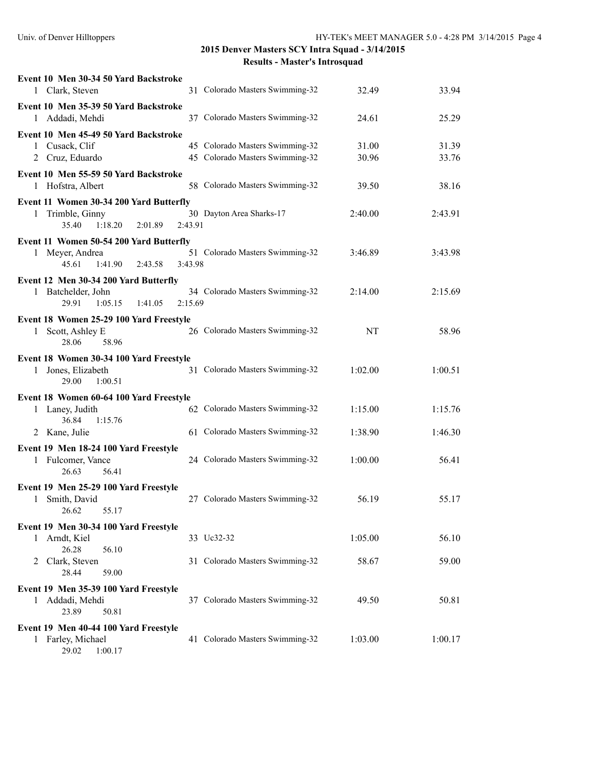## 2015 Denver Masters SCY Intra Squad - 3/14/2015

### Results - Master's Introsquad

**Event 10 Men 30-34 50 Yard Backstroke**

| Place | Name | Age | Team | Seed Time | Finals Time |
|---|---|---|---|---|---|
| 1 | Clark, Steven | 31 | Colorado Masters Swimming-32 | 32.49 | 33.94 |

**Event 10 Men 35-39 50 Yard Backstroke**

| Place | Name | Age | Team | Seed Time | Finals Time |
|---|---|---|---|---|---|
| 1 | Addadi, Mehdi | 37 | Colorado Masters Swimming-32 | 24.61 | 25.29 |

**Event 10 Men 45-49 50 Yard Backstroke**

| Place | Name | Age | Team | Seed Time | Finals Time |
|---|---|---|---|---|---|
| 1 | Cusack, Clif | 45 | Colorado Masters Swimming-32 | 31.00 | 31.39 |
| 2 | Cruz, Eduardo | 45 | Colorado Masters Swimming-32 | 30.96 | 33.76 |

**Event 10 Men 55-59 50 Yard Backstroke**

| Place | Name | Age | Team | Seed Time | Finals Time |
|---|---|---|---|---|---|
| 1 | Hofstra, Albert | 58 | Colorado Masters Swimming-32 | 39.50 | 38.16 |

**Event 11 Women 30-34 200 Yard Butterfly**

| Place | Name | Age | Team | Seed Time | Finals Time |
|---|---|---|---|---|---|
| 1 | Trimble, Ginny | 30 | Dayton Area Sharks-17 | 2:40.00 | 2:43.91 |

Splits: 35.40 1:18.20 2:01.89 2:43.91

**Event 11 Women 50-54 200 Yard Butterfly**

| Place | Name | Age | Team | Seed Time | Finals Time |
|---|---|---|---|---|---|
| 1 | Meyer, Andrea | 51 | Colorado Masters Swimming-32 | 3:46.89 | 3:43.98 |

Splits: 45.61 1:41.90 2:43.58 3:43.98

**Event 12 Men 30-34 200 Yard Butterfly**

| Place | Name | Age | Team | Seed Time | Finals Time |
|---|---|---|---|---|---|
| 1 | Batchelder, John | 34 | Colorado Masters Swimming-32 | 2:14.00 | 2:15.69 |

Splits: 29.91 1:05.15 1:41.05 2:15.69

**Event 18 Women 25-29 100 Yard Freestyle**

| Place | Name | Age | Team | Seed Time | Finals Time |
|---|---|---|---|---|---|
| 1 | Scott, Ashley E | 26 | Colorado Masters Swimming-32 | NT | 58.96 |

Splits: 28.06 58.96

**Event 18 Women 30-34 100 Yard Freestyle**

| Place | Name | Age | Team | Seed Time | Finals Time |
|---|---|---|---|---|---|
| 1 | Jones, Elizabeth | 31 | Colorado Masters Swimming-32 | 1:02.00 | 1:00.51 |

Splits: 29.00 1:00.51

**Event 18 Women 60-64 100 Yard Freestyle**

| Place | Name | Age | Team | Seed Time | Finals Time |
|---|---|---|---|---|---|
| 1 | Laney, Judith | 62 | Colorado Masters Swimming-32 | 1:15.00 | 1:15.76 |
| | 36.84 1:15.76 | | | | |
| 2 | Kane, Julie | 61 | Colorado Masters Swimming-32 | 1:38.90 | 1:46.30 |

**Event 19 Men 18-24 100 Yard Freestyle**

| Place | Name | Age | Team | Seed Time | Finals Time |
|---|---|---|---|---|---|
| 1 | Fulcomer, Vance | 24 | Colorado Masters Swimming-32 | 1:00.00 | 56.41 |

Splits: 26.63 56.41

**Event 19 Men 25-29 100 Yard Freestyle**

| Place | Name | Age | Team | Seed Time | Finals Time |
|---|---|---|---|---|---|
| 1 | Smith, David | 27 | Colorado Masters Swimming-32 | 56.19 | 55.17 |

Splits: 26.62 55.17

**Event 19 Men 30-34 100 Yard Freestyle**

| Place | Name | Age | Team | Seed Time | Finals Time |
|---|---|---|---|---|---|
| 1 | Arndt, Kiel | 33 | Uc32-32 | 1:05.00 | 56.10 |
| | 26.28 56.10 | | | | |
| 2 | Clark, Steven | 31 | Colorado Masters Swimming-32 | 58.67 | 59.00 |
| | 28.44 59.00 | | | | |

**Event 19 Men 35-39 100 Yard Freestyle**

| Place | Name | Age | Team | Seed Time | Finals Time |
|---|---|---|---|---|---|
| 1 | Addadi, Mehdi | 37 | Colorado Masters Swimming-32 | 49.50 | 50.81 |

Splits: 23.89 50.81

**Event 19 Men 40-44 100 Yard Freestyle**

| Place | Name | Age | Team | Seed Time | Finals Time |
|---|---|---|---|---|---|
| 1 | Farley, Michael | 41 | Colorado Masters Swimming-32 | 1:03.00 | 1:00.17 |

Splits: 29.02 1:00.17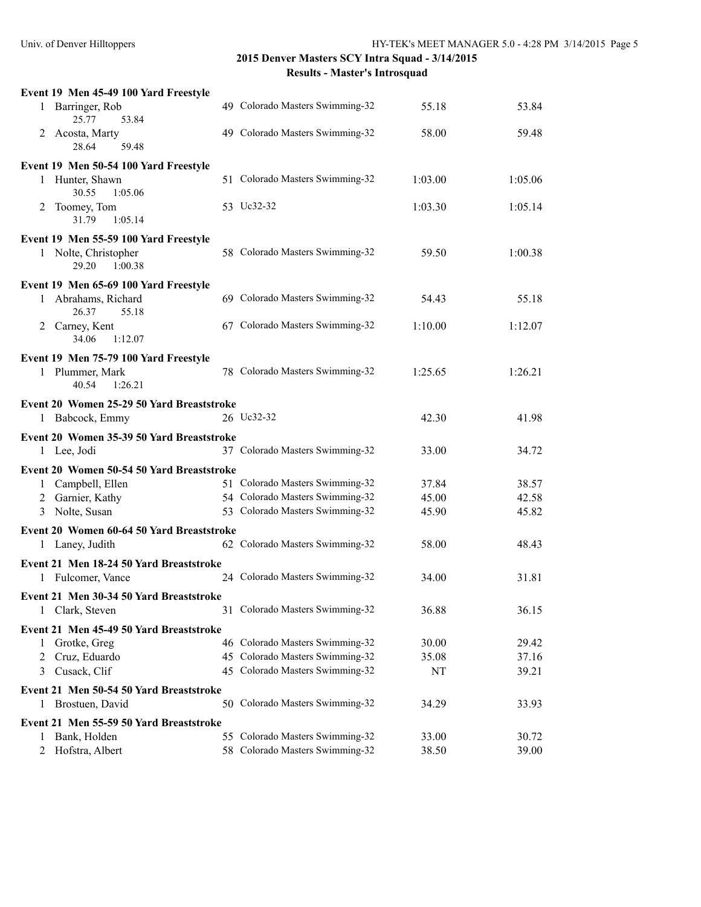## 2015 Denver Masters SCY Intra Squad - 3/14/2015

### Results - Master's Introsquad

**Event 19 Men 45-49 100 Yard Freestyle**

| Place | Name | Age | Team | Seed Time | Finals Time |
|---|---|---|---|---|---|
| 1 | Barringer, Rob | 49 | Colorado Masters Swimming-32 | 55.18 | 53.84 |
| | 25.77 53.84 | | | | |
| 2 | Acosta, Marty | 49 | Colorado Masters Swimming-32 | 58.00 | 59.48 |
| | 28.64 59.48 | | | | |

**Event 19 Men 50-54 100 Yard Freestyle**

| Place | Name | Age | Team | Seed Time | Finals Time |
|---|---|---|---|---|---|
| 1 | Hunter, Shawn | 51 | Colorado Masters Swimming-32 | 1:03.00 | 1:05.06 |
| | 30.55 1:05.06 | | | | |
| 2 | Toomey, Tom | 53 | Uc32-32 | 1:03.30 | 1:05.14 |
| | 31.79 1:05.14 | | | | |

**Event 19 Men 55-59 100 Yard Freestyle**

| Place | Name | Age | Team | Seed Time | Finals Time |
|---|---|---|---|---|---|
| 1 | Nolte, Christopher | 58 | Colorado Masters Swimming-32 | 59.50 | 1:00.38 |
| | 29.20 1:00.38 | | | | |

**Event 19 Men 65-69 100 Yard Freestyle**

| Place | Name | Age | Team | Seed Time | Finals Time |
|---|---|---|---|---|---|
| 1 | Abrahams, Richard | 69 | Colorado Masters Swimming-32 | 54.43 | 55.18 |
| | 26.37 55.18 | | | | |
| 2 | Carney, Kent | 67 | Colorado Masters Swimming-32 | 1:10.00 | 1:12.07 |
| | 34.06 1:12.07 | | | | |

**Event 19 Men 75-79 100 Yard Freestyle**

| Place | Name | Age | Team | Seed Time | Finals Time |
|---|---|---|---|---|---|
| 1 | Plummer, Mark | 78 | Colorado Masters Swimming-32 | 1:25.65 | 1:26.21 |
| | 40.54 1:26.21 | | | | |

**Event 20 Women 25-29 50 Yard Breaststroke**

| Place | Name | Age | Team | Seed Time | Finals Time |
|---|---|---|---|---|---|
| 1 | Babcock, Emmy | 26 | Uc32-32 | 42.30 | 41.98 |

**Event 20 Women 35-39 50 Yard Breaststroke**

| Place | Name | Age | Team | Seed Time | Finals Time |
|---|---|---|---|---|---|
| 1 | Lee, Jodi | 37 | Colorado Masters Swimming-32 | 33.00 | 34.72 |

**Event 20 Women 50-54 50 Yard Breaststroke**

| Place | Name | Age | Team | Seed Time | Finals Time |
|---|---|---|---|---|---|
| 1 | Campbell, Ellen | 51 | Colorado Masters Swimming-32 | 37.84 | 38.57 |
| 2 | Garnier, Kathy | 54 | Colorado Masters Swimming-32 | 45.00 | 42.58 |
| 3 | Nolte, Susan | 53 | Colorado Masters Swimming-32 | 45.90 | 45.82 |

**Event 20 Women 60-64 50 Yard Breaststroke**

| Place | Name | Age | Team | Seed Time | Finals Time |
|---|---|---|---|---|---|
| 1 | Laney, Judith | 62 | Colorado Masters Swimming-32 | 58.00 | 48.43 |

**Event 21 Men 18-24 50 Yard Breaststroke**

| Place | Name | Age | Team | Seed Time | Finals Time |
|---|---|---|---|---|---|
| 1 | Fulcomer, Vance | 24 | Colorado Masters Swimming-32 | 34.00 | 31.81 |

**Event 21 Men 30-34 50 Yard Breaststroke**

| Place | Name | Age | Team | Seed Time | Finals Time |
|---|---|---|---|---|---|
| 1 | Clark, Steven | 31 | Colorado Masters Swimming-32 | 36.88 | 36.15 |

**Event 21 Men 45-49 50 Yard Breaststroke**

| Place | Name | Age | Team | Seed Time | Finals Time |
|---|---|---|---|---|---|
| 1 | Grotke, Greg | 46 | Colorado Masters Swimming-32 | 30.00 | 29.42 |
| 2 | Cruz, Eduardo | 45 | Colorado Masters Swimming-32 | 35.08 | 37.16 |
| 3 | Cusack, Clif | 45 | Colorado Masters Swimming-32 | NT | 39.21 |

**Event 21 Men 50-54 50 Yard Breaststroke**

| Place | Name | Age | Team | Seed Time | Finals Time |
|---|---|---|---|---|---|
| 1 | Brostuen, David | 50 | Colorado Masters Swimming-32 | 34.29 | 33.93 |

**Event 21 Men 55-59 50 Yard Breaststroke**

| Place | Name | Age | Team | Seed Time | Finals Time |
|---|---|---|---|---|---|
| 1 | Bank, Holden | 55 | Colorado Masters Swimming-32 | 33.00 | 30.72 |
| 2 | Hofstra, Albert | 58 | Colorado Masters Swimming-32 | 38.50 | 39.00 |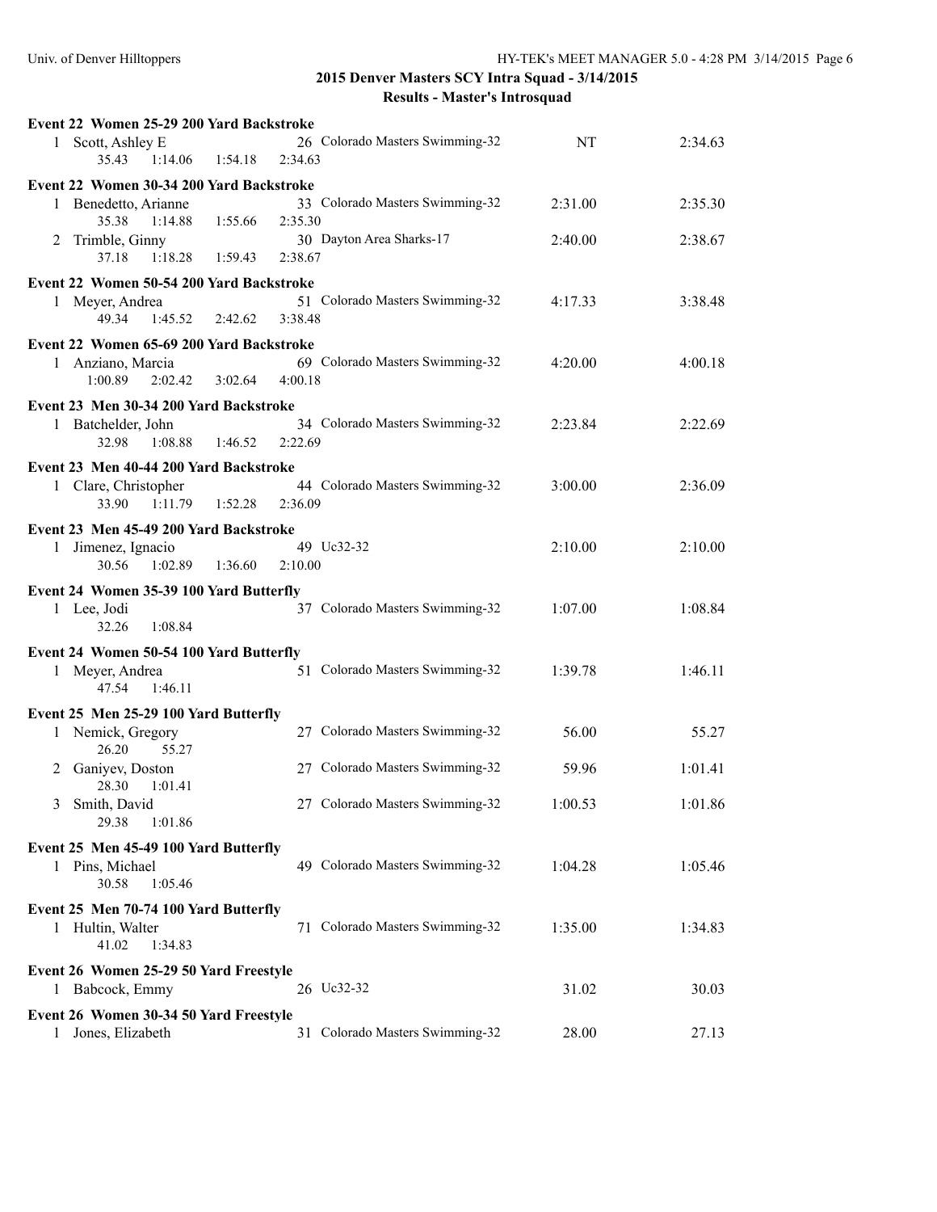## 2015 Denver Masters SCY Intra Squad - 3/14/2015

### Results - Master's Introsquad

**Event 22 Women 25-29 200 Yard Backstroke**

| Place | Name | Age | Team | Seed Time | Finals Time |
|---|---|---|---|---|---|
| 1 | Scott, Ashley E | 26 | Colorado Masters Swimming-32 | NT | 2:34.63 |
| | 35.43 1:14.06 1:54.18 2:34.63 | | | | |

**Event 22 Women 30-34 200 Yard Backstroke**

| Place | Name | Age | Team | Seed Time | Finals Time |
|---|---|---|---|---|---|
| 1 | Benedetto, Arianne | 33 | Colorado Masters Swimming-32 | 2:31.00 | 2:35.30 |
| | 35.38 1:14.88 1:55.66 2:35.30 | | | | |
| 2 | Trimble, Ginny | 30 | Dayton Area Sharks-17 | 2:40.00 | 2:38.67 |
| | 37.18 1:18.28 1:59.43 2:38.67 | | | | |

**Event 22 Women 50-54 200 Yard Backstroke**

| Place | Name | Age | Team | Seed Time | Finals Time |
|---|---|---|---|---|---|
| 1 | Meyer, Andrea | 51 | Colorado Masters Swimming-32 | 4:17.33 | 3:38.48 |
| | 49.34 1:45.52 2:42.62 3:38.48 | | | | |

**Event 22 Women 65-69 200 Yard Backstroke**

| Place | Name | Age | Team | Seed Time | Finals Time |
|---|---|---|---|---|---|
| 1 | Anziano, Marcia | 69 | Colorado Masters Swimming-32 | 4:20.00 | 4:00.18 |
| | 1:00.89 2:02.42 3:02.64 4:00.18 | | | | |

**Event 23 Men 30-34 200 Yard Backstroke**

| Place | Name | Age | Team | Seed Time | Finals Time |
|---|---|---|---|---|---|
| 1 | Batchelder, John | 34 | Colorado Masters Swimming-32 | 2:23.84 | 2:22.69 |
| | 32.98 1:08.88 1:46.52 2:22.69 | | | | |

**Event 23 Men 40-44 200 Yard Backstroke**

| Place | Name | Age | Team | Seed Time | Finals Time |
|---|---|---|---|---|---|
| 1 | Clare, Christopher | 44 | Colorado Masters Swimming-32 | 3:00.00 | 2:36.09 |
| | 33.90 1:11.79 1:52.28 2:36.09 | | | | |

**Event 23 Men 45-49 200 Yard Backstroke**

| Place | Name | Age | Team | Seed Time | Finals Time |
|---|---|---|---|---|---|
| 1 | Jimenez, Ignacio | 49 | Uc32-32 | 2:10.00 | 2:10.00 |
| | 30.56 1:02.89 1:36.60 2:10.00 | | | | |

**Event 24 Women 35-39 100 Yard Butterfly**

| Place | Name | Age | Team | Seed Time | Finals Time |
|---|---|---|---|---|---|
| 1 | Lee, Jodi | 37 | Colorado Masters Swimming-32 | 1:07.00 | 1:08.84 |
| | 32.26 1:08.84 | | | | |

**Event 24 Women 50-54 100 Yard Butterfly**

| Place | Name | Age | Team | Seed Time | Finals Time |
|---|---|---|---|---|---|
| 1 | Meyer, Andrea | 51 | Colorado Masters Swimming-32 | 1:39.78 | 1:46.11 |
| | 47.54 1:46.11 | | | | |

**Event 25 Men 25-29 100 Yard Butterfly**

| Place | Name | Age | Team | Seed Time | Finals Time |
|---|---|---|---|---|---|
| 1 | Nemick, Gregory | 27 | Colorado Masters Swimming-32 | 56.00 | 55.27 |
| | 26.20 55.27 | | | | |
| 2 | Ganiyev, Doston | 27 | Colorado Masters Swimming-32 | 59.96 | 1:01.41 |
| | 28.30 1:01.41 | | | | |
| 3 | Smith, David | 27 | Colorado Masters Swimming-32 | 1:00.53 | 1:01.86 |
| | 29.38 1:01.86 | | | | |

**Event 25 Men 45-49 100 Yard Butterfly**

| Place | Name | Age | Team | Seed Time | Finals Time |
|---|---|---|---|---|---|
| 1 | Pins, Michael | 49 | Colorado Masters Swimming-32 | 1:04.28 | 1:05.46 |
| | 30.58 1:05.46 | | | | |

**Event 25 Men 70-74 100 Yard Butterfly**

| Place | Name | Age | Team | Seed Time | Finals Time |
|---|---|---|---|---|---|
| 1 | Hultin, Walter | 71 | Colorado Masters Swimming-32 | 1:35.00 | 1:34.83 |
| | 41.02 1:34.83 | | | | |

**Event 26 Women 25-29 50 Yard Freestyle**

| Place | Name | Age | Team | Seed Time | Finals Time |
|---|---|---|---|---|---|
| 1 | Babcock, Emmy | 26 | Uc32-32 | 31.02 | 30.03 |

**Event 26 Women 30-34 50 Yard Freestyle**

| Place | Name | Age | Team | Seed Time | Finals Time |
|---|---|---|---|---|---|
| 1 | Jones, Elizabeth | 31 | Colorado Masters Swimming-32 | 28.00 | 27.13 |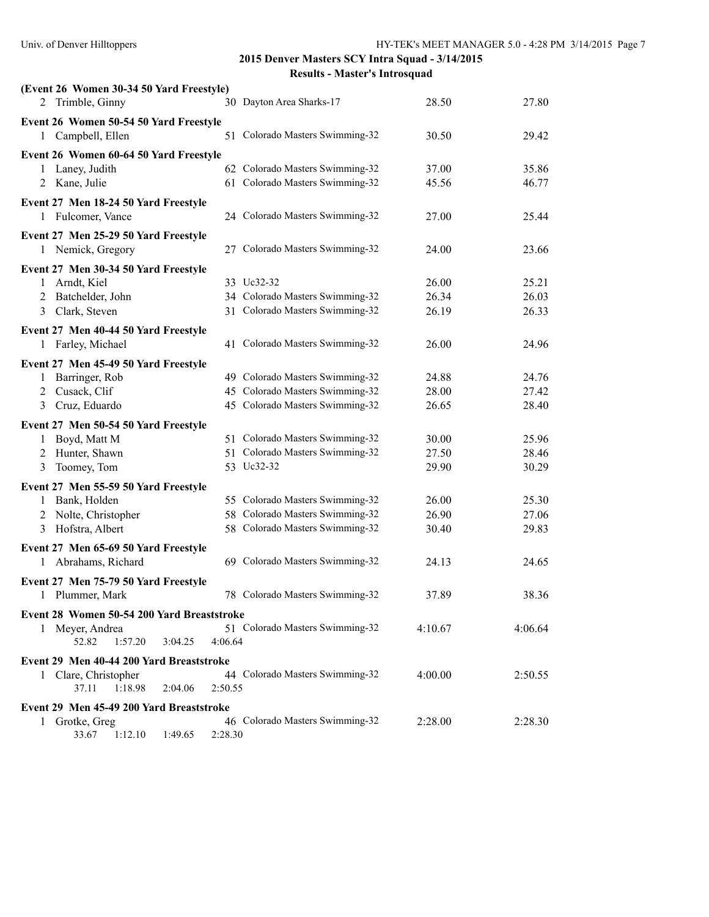## 2015 Denver Masters SCY Intra Squad - 3/14/2015

### Results - Master's Introsquad

**(Event 26 Women 30-34 50 Yard Freestyle)**

| Place | Name | Age | Team | Seed Time | Finals Time |
|---|---|---|---|---|---|
| 2 | Trimble, Ginny | 30 | Dayton Area Sharks-17 | 28.50 | 27.80 |

**Event 26 Women 50-54 50 Yard Freestyle**

| Place | Name | Age | Team | Seed Time | Finals Time |
|---|---|---|---|---|---|
| 1 | Campbell, Ellen | 51 | Colorado Masters Swimming-32 | 30.50 | 29.42 |

**Event 26 Women 60-64 50 Yard Freestyle**

| Place | Name | Age | Team | Seed Time | Finals Time |
|---|---|---|---|---|---|
| 1 | Laney, Judith | 62 | Colorado Masters Swimming-32 | 37.00 | 35.86 |
| 2 | Kane, Julie | 61 | Colorado Masters Swimming-32 | 45.56 | 46.77 |

**Event 27 Men 18-24 50 Yard Freestyle**

| Place | Name | Age | Team | Seed Time | Finals Time |
|---|---|---|---|---|---|
| 1 | Fulcomer, Vance | 24 | Colorado Masters Swimming-32 | 27.00 | 25.44 |

**Event 27 Men 25-29 50 Yard Freestyle**

| Place | Name | Age | Team | Seed Time | Finals Time |
|---|---|---|---|---|---|
| 1 | Nemick, Gregory | 27 | Colorado Masters Swimming-32 | 24.00 | 23.66 |

**Event 27 Men 30-34 50 Yard Freestyle**

| Place | Name | Age | Team | Seed Time | Finals Time |
|---|---|---|---|---|---|
| 1 | Arndt, Kiel | 33 | Uc32-32 | 26.00 | 25.21 |
| 2 | Batchelder, John | 34 | Colorado Masters Swimming-32 | 26.34 | 26.03 |
| 3 | Clark, Steven | 31 | Colorado Masters Swimming-32 | 26.19 | 26.33 |

**Event 27 Men 40-44 50 Yard Freestyle**

| Place | Name | Age | Team | Seed Time | Finals Time |
|---|---|---|---|---|---|
| 1 | Farley, Michael | 41 | Colorado Masters Swimming-32 | 26.00 | 24.96 |

**Event 27 Men 45-49 50 Yard Freestyle**

| Place | Name | Age | Team | Seed Time | Finals Time |
|---|---|---|---|---|---|
| 1 | Barringer, Rob | 49 | Colorado Masters Swimming-32 | 24.88 | 24.76 |
| 2 | Cusack, Clif | 45 | Colorado Masters Swimming-32 | 28.00 | 27.42 |
| 3 | Cruz, Eduardo | 45 | Colorado Masters Swimming-32 | 26.65 | 28.40 |

**Event 27 Men 50-54 50 Yard Freestyle**

| Place | Name | Age | Team | Seed Time | Finals Time |
|---|---|---|---|---|---|
| 1 | Boyd, Matt M | 51 | Colorado Masters Swimming-32 | 30.00 | 25.96 |
| 2 | Hunter, Shawn | 51 | Colorado Masters Swimming-32 | 27.50 | 28.46 |
| 3 | Toomey, Tom | 53 | Uc32-32 | 29.90 | 30.29 |

**Event 27 Men 55-59 50 Yard Freestyle**

| Place | Name | Age | Team | Seed Time | Finals Time |
|---|---|---|---|---|---|
| 1 | Bank, Holden | 55 | Colorado Masters Swimming-32 | 26.00 | 25.30 |
| 2 | Nolte, Christopher | 58 | Colorado Masters Swimming-32 | 26.90 | 27.06 |
| 3 | Hofstra, Albert | 58 | Colorado Masters Swimming-32 | 30.40 | 29.83 |

**Event 27 Men 65-69 50 Yard Freestyle**

| Place | Name | Age | Team | Seed Time | Finals Time |
|---|---|---|---|---|---|
| 1 | Abrahams, Richard | 69 | Colorado Masters Swimming-32 | 24.13 | 24.65 |

**Event 27 Men 75-79 50 Yard Freestyle**

| Place | Name | Age | Team | Seed Time | Finals Time |
|---|---|---|---|---|---|
| 1 | Plummer, Mark | 78 | Colorado Masters Swimming-32 | 37.89 | 38.36 |

**Event 28 Women 50-54 200 Yard Breaststroke**

| Place | Name | Age | Team | Seed Time | Finals Time |
|---|---|---|---|---|---|
| 1 | Meyer, Andrea | 51 | Colorado Masters Swimming-32 | 4:10.67 | 4:06.64 |
| | 52.82 1:57.20 3:04.25 4:06.64 | | | | |

**Event 29 Men 40-44 200 Yard Breaststroke**

| Place | Name | Age | Team | Seed Time | Finals Time |
|---|---|---|---|---|---|
| 1 | Clare, Christopher | 44 | Colorado Masters Swimming-32 | 4:00.00 | 2:50.55 |
| | 37.11 1:18.98 2:04.06 2:50.55 | | | | |

**Event 29 Men 45-49 200 Yard Breaststroke**

| Place | Name | Age | Team | Seed Time | Finals Time |
|---|---|---|---|---|---|
| 1 | Grotke, Greg | 46 | Colorado Masters Swimming-32 | 2:28.00 | 2:28.30 |
| | 33.67 1:12.10 1:49.65 2:28.30 | | | | |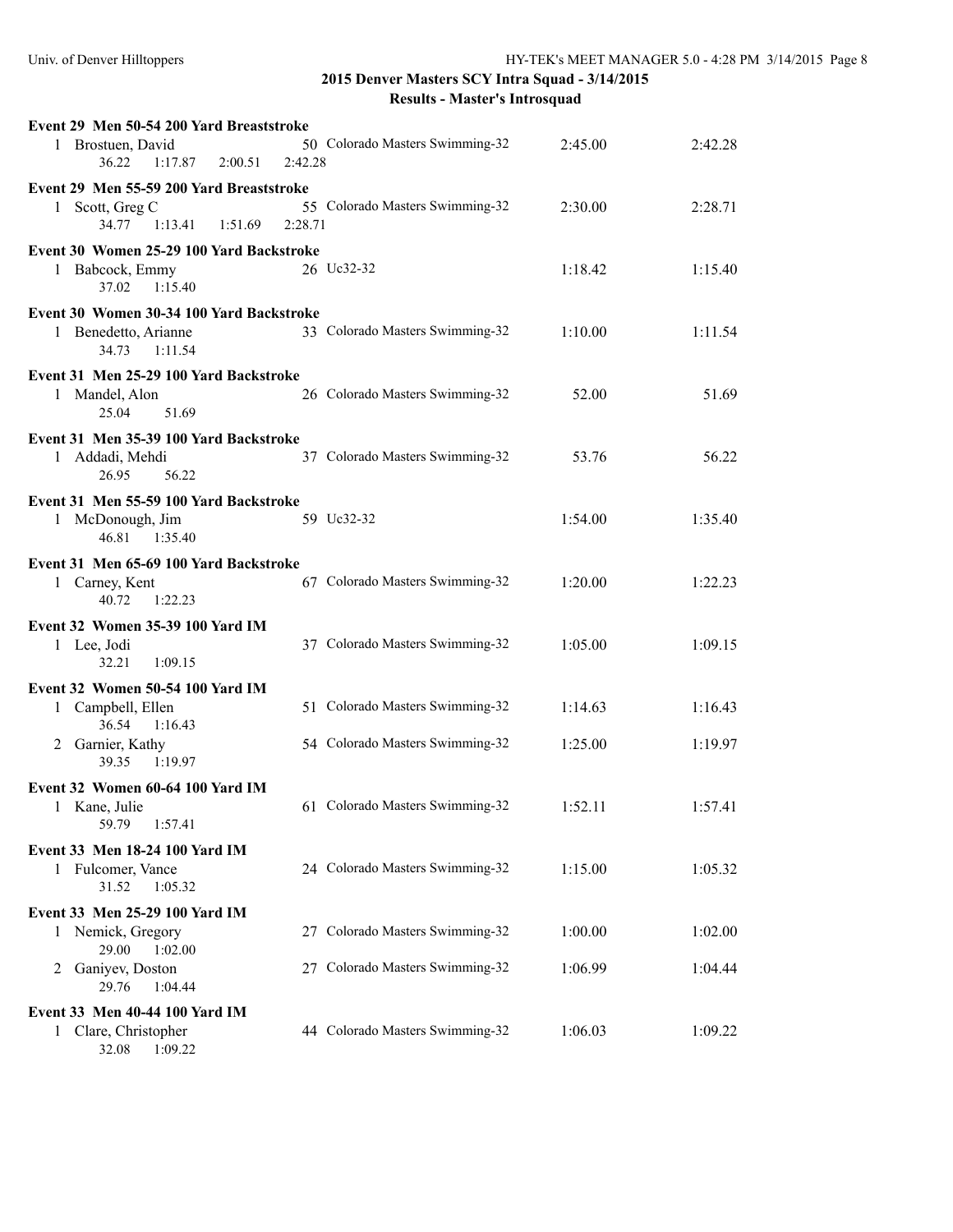## 2015 Denver Masters SCY Intra Squad - 3/14/2015

### Results - Master's Introsquad

**Event 29 Men 50-54 200 Yard Breaststroke**

| Place | Name | Age | Team | Seed Time | Finals Time |
|---|---|---|---|---|---|
| 1 | Brostuen, David | 50 | Colorado Masters Swimming-32 | 2:45.00 | 2:42.28 |
| | 36.22 1:17.87 2:00.51 2:42.28 | | | | |

**Event 29 Men 55-59 200 Yard Breaststroke**

| Place | Name | Age | Team | Seed Time | Finals Time |
|---|---|---|---|---|---|
| 1 | Scott, Greg C | 55 | Colorado Masters Swimming-32 | 2:30.00 | 2:28.71 |
| | 34.77 1:13.41 1:51.69 2:28.71 | | | | |

**Event 30 Women 25-29 100 Yard Backstroke**

| Place | Name | Age | Team | Seed Time | Finals Time |
|---|---|---|---|---|---|
| 1 | Babcock, Emmy | 26 | Uc32-32 | 1:18.42 | 1:15.40 |
| | 37.02 1:15.40 | | | | |

**Event 30 Women 30-34 100 Yard Backstroke**

| Place | Name | Age | Team | Seed Time | Finals Time |
|---|---|---|---|---|---|
| 1 | Benedetto, Arianne | 33 | Colorado Masters Swimming-32 | 1:10.00 | 1:11.54 |
| | 34.73 1:11.54 | | | | |

**Event 31 Men 25-29 100 Yard Backstroke**

| Place | Name | Age | Team | Seed Time | Finals Time |
|---|---|---|---|---|---|
| 1 | Mandel, Alon | 26 | Colorado Masters Swimming-32 | 52.00 | 51.69 |
| | 25.04 51.69 | | | | |

**Event 31 Men 35-39 100 Yard Backstroke**

| Place | Name | Age | Team | Seed Time | Finals Time |
|---|---|---|---|---|---|
| 1 | Addadi, Mehdi | 37 | Colorado Masters Swimming-32 | 53.76 | 56.22 |
| | 26.95 56.22 | | | | |

**Event 31 Men 55-59 100 Yard Backstroke**

| Place | Name | Age | Team | Seed Time | Finals Time |
|---|---|---|---|---|---|
| 1 | McDonough, Jim | 59 | Uc32-32 | 1:54.00 | 1:35.40 |
| | 46.81 1:35.40 | | | | |

**Event 31 Men 65-69 100 Yard Backstroke**

| Place | Name | Age | Team | Seed Time | Finals Time |
|---|---|---|---|---|---|
| 1 | Carney, Kent | 67 | Colorado Masters Swimming-32 | 1:20.00 | 1:22.23 |
| | 40.72 1:22.23 | | | | |

**Event 32 Women 35-39 100 Yard IM**

| Place | Name | Age | Team | Seed Time | Finals Time |
|---|---|---|---|---|---|
| 1 | Lee, Jodi | 37 | Colorado Masters Swimming-32 | 1:05.00 | 1:09.15 |
| | 32.21 1:09.15 | | | | |

**Event 32 Women 50-54 100 Yard IM**

| Place | Name | Age | Team | Seed Time | Finals Time |
|---|---|---|---|---|---|
| 1 | Campbell, Ellen | 51 | Colorado Masters Swimming-32 | 1:14.63 | 1:16.43 |
| | 36.54 1:16.43 | | | | |
| 2 | Garnier, Kathy | 54 | Colorado Masters Swimming-32 | 1:25.00 | 1:19.97 |
| | 39.35 1:19.97 | | | | |

**Event 32 Women 60-64 100 Yard IM**

| Place | Name | Age | Team | Seed Time | Finals Time |
|---|---|---|---|---|---|
| 1 | Kane, Julie | 61 | Colorado Masters Swimming-32 | 1:52.11 | 1:57.41 |
| | 59.79 1:57.41 | | | | |

**Event 33 Men 18-24 100 Yard IM**

| Place | Name | Age | Team | Seed Time | Finals Time |
|---|---|---|---|---|---|
| 1 | Fulcomer, Vance | 24 | Colorado Masters Swimming-32 | 1:15.00 | 1:05.32 |
| | 31.52 1:05.32 | | | | |

**Event 33 Men 25-29 100 Yard IM**

| Place | Name | Age | Team | Seed Time | Finals Time |
|---|---|---|---|---|---|
| 1 | Nemick, Gregory | 27 | Colorado Masters Swimming-32 | 1:00.00 | 1:02.00 |
| | 29.00 1:02.00 | | | | |
| 2 | Ganiyev, Doston | 27 | Colorado Masters Swimming-32 | 1:06.99 | 1:04.44 |
| | 29.76 1:04.44 | | | | |

**Event 33 Men 40-44 100 Yard IM**

| Place | Name | Age | Team | Seed Time | Finals Time |
|---|---|---|---|---|---|
| 1 | Clare, Christopher | 44 | Colorado Masters Swimming-32 | 1:06.03 | 1:09.22 |
| | 32.08 1:09.22 | | | | |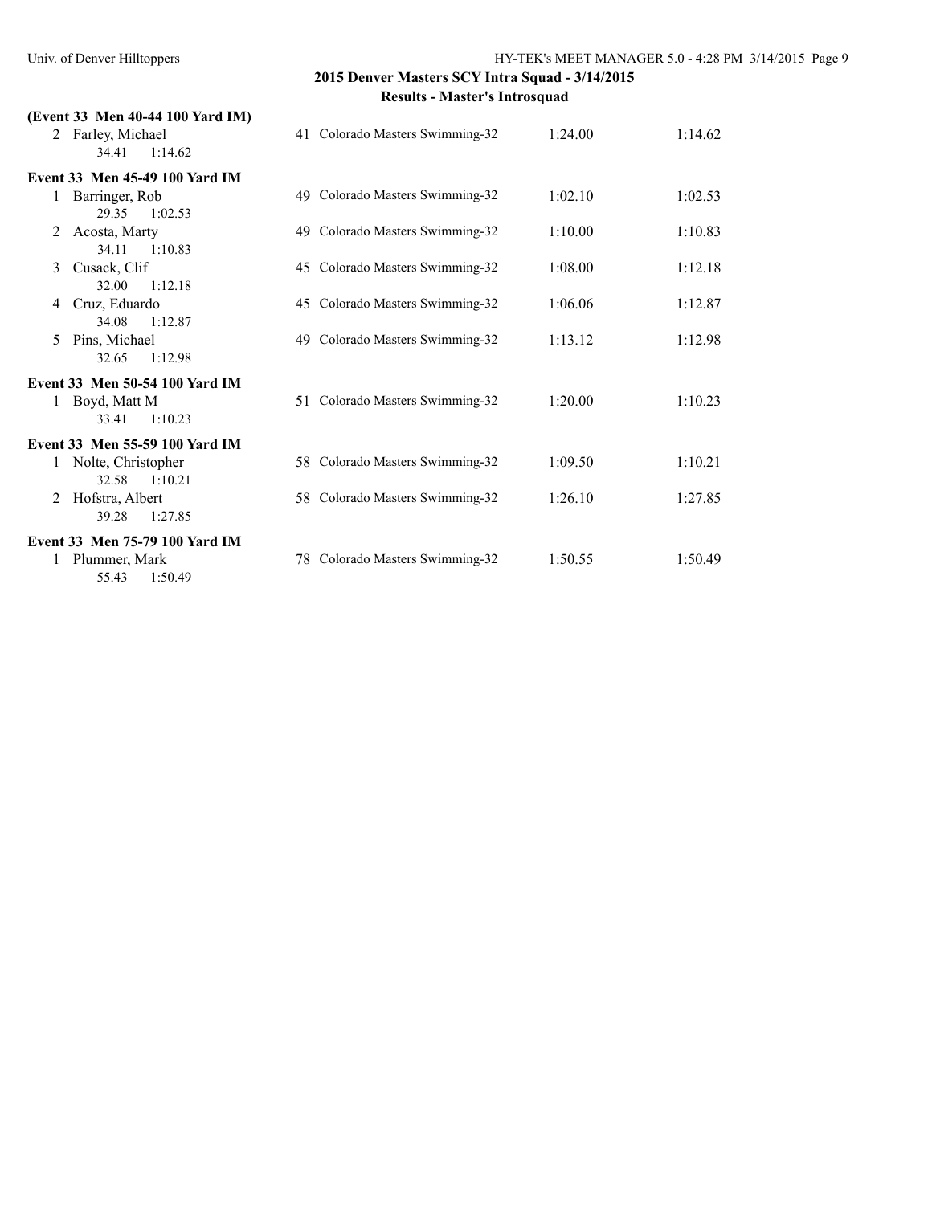## 2015 Denver Masters SCY Intra Squad - 3/14/2015

### Results - Master's Introsquad

**(Event 33 Men 40-44 100 Yard IM)**

| | | | | | |
|---|---|---|---|---|---|
| 2 | Farley, Michael | 41 | Colorado Masters Swimming-32 | 1:24.00 | 1:14.62 |
| | 34.41 1:14.62 | | | | |

**Event 33 Men 45-49 100 Yard IM**

| | | | | | |
|---|---|---|---|---|---|
| 1 | Barringer, Rob | 49 | Colorado Masters Swimming-32 | 1:02.10 | 1:02.53 |
| | 29.35 1:02.53 | | | | |
| 2 | Acosta, Marty | 49 | Colorado Masters Swimming-32 | 1:10.00 | 1:10.83 |
| | 34.11 1:10.83 | | | | |
| 3 | Cusack, Clif | 45 | Colorado Masters Swimming-32 | 1:08.00 | 1:12.18 |
| | 32.00 1:12.18 | | | | |
| 4 | Cruz, Eduardo | 45 | Colorado Masters Swimming-32 | 1:06.06 | 1:12.87 |
| | 34.08 1:12.87 | | | | |
| 5 | Pins, Michael | 49 | Colorado Masters Swimming-32 | 1:13.12 | 1:12.98 |
| | 32.65 1:12.98 | | | | |

**Event 33 Men 50-54 100 Yard IM**

| | | | | | |
|---|---|---|---|---|---|
| 1 | Boyd, Matt M | 51 | Colorado Masters Swimming-32 | 1:20.00 | 1:10.23 |
| | 33.41 1:10.23 | | | | |

**Event 33 Men 55-59 100 Yard IM**

| | | | | | |
|---|---|---|---|---|---|
| 1 | Nolte, Christopher | 58 | Colorado Masters Swimming-32 | 1:09.50 | 1:10.21 |
| | 32.58 1:10.21 | | | | |
| 2 | Hofstra, Albert | 58 | Colorado Masters Swimming-32 | 1:26.10 | 1:27.85 |
| | 39.28 1:27.85 | | | | |

**Event 33 Men 75-79 100 Yard IM**

| | | | | | |
|---|---|---|---|---|---|
| 1 | Plummer, Mark | 78 | Colorado Masters Swimming-32 | 1:50.55 | 1:50.49 |
| | 55.43 1:50.49 | | | | |